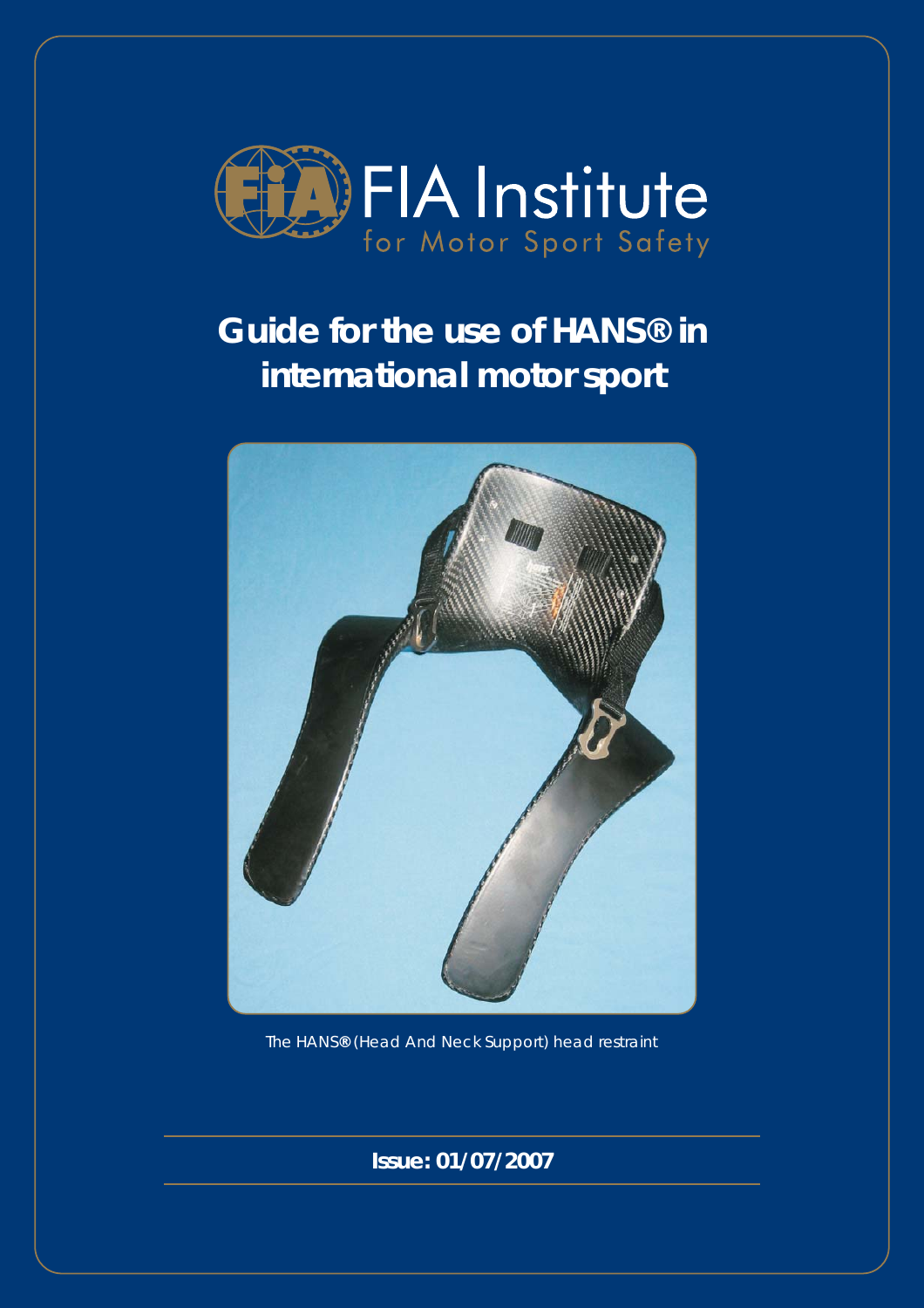FIA Institute
for Motor Sport Safety

# Guide for the use of HANS® in international motor sport

The HANS® (Head And Neck Support) head restraint

**Issue: 01/07/2007**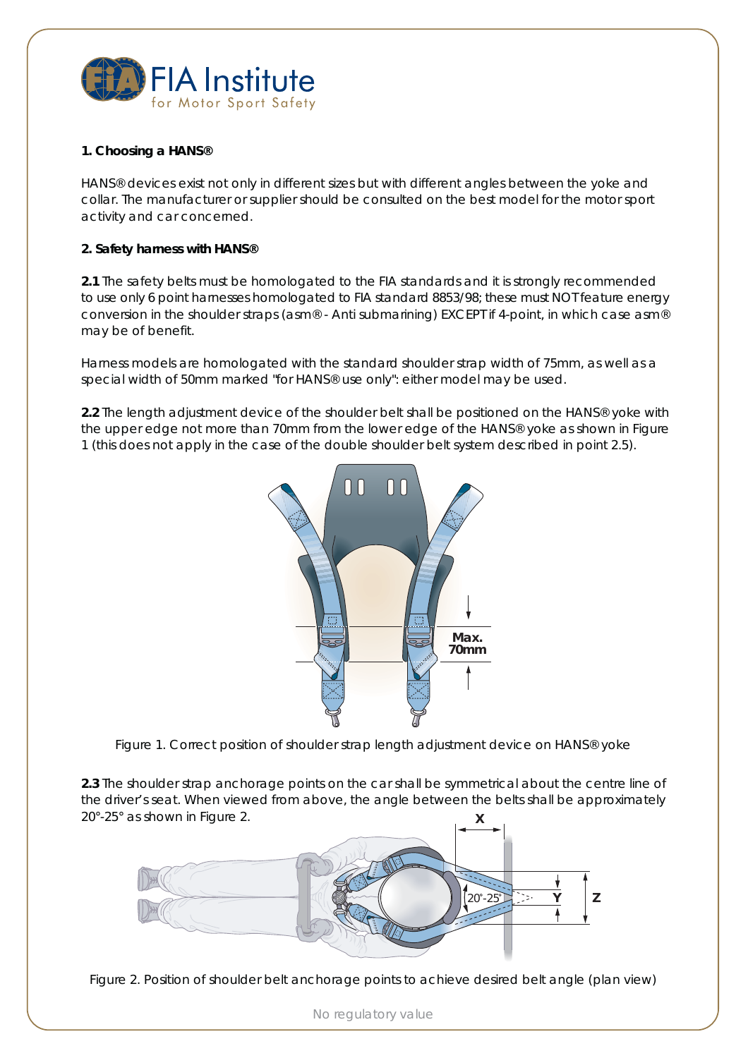**1. Choosing a HANS®**

HANS® devices exist not only in different sizes but with different angles between the yoke and collar. The manufacturer or supplier should be consulted on the best model for the motor sport activity and car concerned.

**2. Safety harness with HANS®**

**2.1** The safety belts must be homologated to the FIA standards and it is strongly recommended to use only 6 point harnesses homologated to FIA standard 8853/98; these must NOT feature energy conversion in the shoulder straps (asm® - Anti submarining) EXCEPT if 4-point, in which case asm® may be of benefit.

Harness models are homologated with the standard shoulder strap width of 75mm, as well as a special width of 50mm marked "for HANS® use only": either model may be used.

**2.2** The length adjustment device of the shoulder belt shall be positioned on the HANS® yoke with the upper edge not more than 70mm from the lower edge of the HANS® yoke as shown in Figure 1 (this does not apply in the case of the double shoulder belt system described in point 2.5).

Figure 1. Correct position of shoulder strap length adjustment device on HANS® yoke

**2.3** The shoulder strap anchorage points on the car shall be symmetrical about the centre line of the driver's seat. When viewed from above, the angle between the belts shall be approximately 20°-25° as shown in Figure 2.

Figure 2. Position of shoulder belt anchorage points to achieve desired belt angle (plan view)

No regulatory value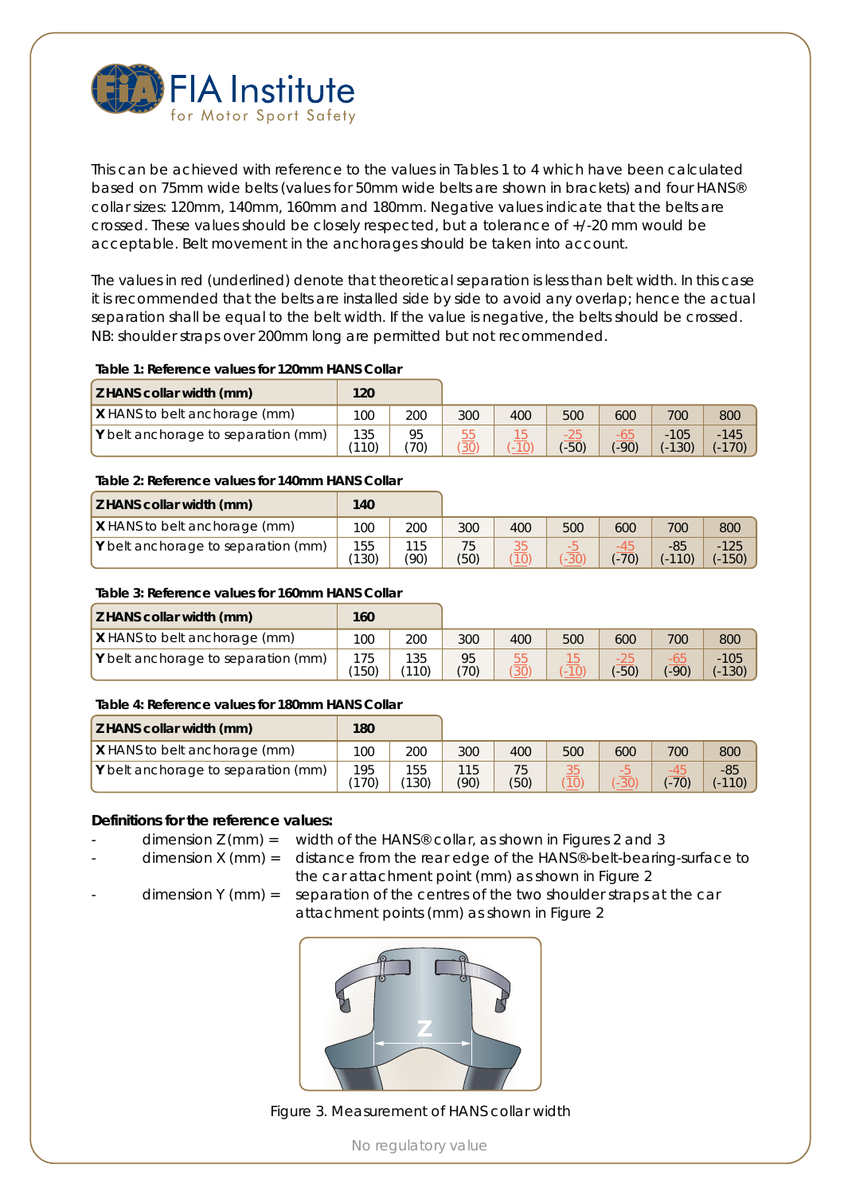This can be achieved with reference to the values in Tables 1 to 4 which have been calculated based on 75mm wide belts (values for 50mm wide belts are shown in brackets) and four HANS® collar sizes: 120mm, 140mm, 160mm and 180mm. Negative values indicate that the belts are crossed. These values should be closely respected, but a tolerance of +/-20 mm would be acceptable. Belt movement in the anchorages should be taken into account.

The values in red (underlined) denote that theoretical separation is less than belt width. In this case it is recommended that the belts are installed side by side to avoid any overlap; hence the actual separation shall be equal to the belt width. If the value is negative, the belts should be crossed. NB: shoulder straps over 200mm long are permitted but not recommended.

**Table 1: Reference values for 120mm HANS Collar**

| **Z HANS collar width (mm)** | **120** | | | | | | | |
|---|---|---|---|---|---|---|---|---|
| **X** HANS to belt anchorage (mm) | 100 | 200 | 300 | 400 | 500 | 600 | 700 | 800 |
| **Y** belt anchorage to separation (mm) | 135 (110) | 95 (70) | <u>55 (30)</u> | <u>15 (-10)</u> | <u>-25</u> (-50) | <u>-65</u> (-90) | -105 (-130) | -145 (-170) |

**Table 2: Reference values for 140mm HANS Collar**

| **Z HANS collar width (mm)** | **140** | | | | | | | |
|---|---|---|---|---|---|---|---|---|
| **X** HANS to belt anchorage (mm) | 100 | 200 | 300 | 400 | 500 | 600 | 700 | 800 |
| **Y** belt anchorage to separation (mm) | 155 (130) | 115 (90) | 75 (50) | <u>35 (10)</u> | <u>-5 (-30)</u> | <u>-45</u> (-70) | -85 (-110) | -125 (-150) |

**Table 3: Reference values for 160mm HANS Collar**

| **Z HANS collar width (mm)** | **160** | | | | | | | |
|---|---|---|---|---|---|---|---|---|
| **X** HANS to belt anchorage (mm) | 100 | 200 | 300 | 400 | 500 | 600 | 700 | 800 |
| **Y** belt anchorage to separation (mm) | 175 (150) | 135 (110) | 95 (70) | <u>55 (30)</u> | <u>15 (-10)</u> | <u>-25</u> (-50) | <u>-65</u> (-90) | -105 (-130) |

**Table 4: Reference values for 180mm HANS Collar**

| **Z HANS collar width (mm)** | **180** | | | | | | | |
|---|---|---|---|---|---|---|---|---|
| **X** HANS to belt anchorage (mm) | 100 | 200 | 300 | 400 | 500 | 600 | 700 | 800 |
| **Y** belt anchorage to separation (mm) | 195 (170) | 155 (130) | 115 (90) | 75 (50) | <u>35 (10)</u> | <u>-5 (-30)</u> | <u>-45</u> (-70) | -85 (-110) |

**Definitions for the reference values:**

- dimension Z (mm) = width of the HANS® collar, as shown in Figures 2 and 3
- dimension X (mm) = distance from the rear edge of the HANS®-belt-bearing-surface to the car attachment point (mm) as shown in Figure 2
- dimension Y (mm) = separation of the centres of the two shoulder straps at the car attachment points (mm) as shown in Figure 2

Figure 3. Measurement of HANS collar width

No regulatory value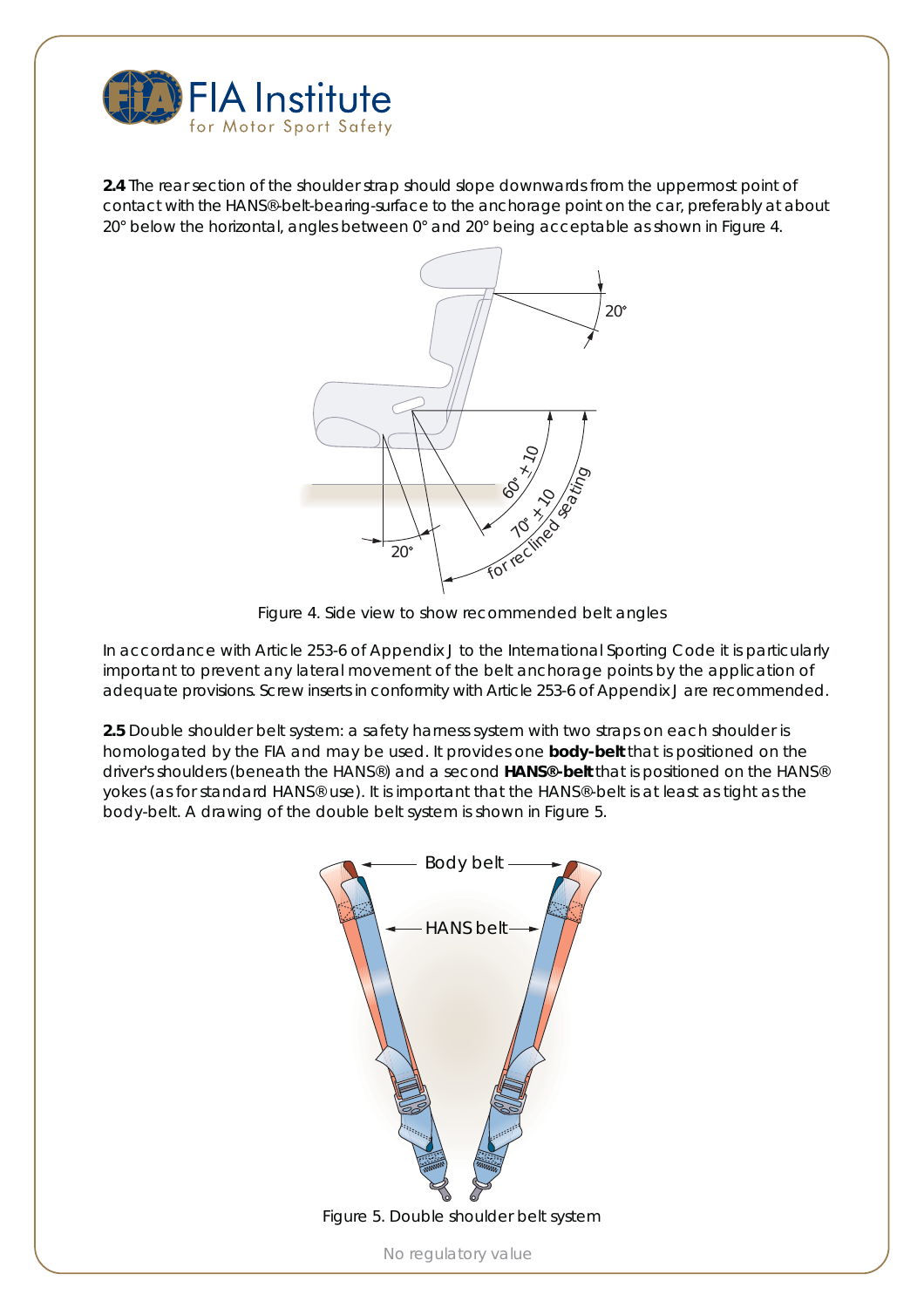**2.4** The rear section of the shoulder strap should slope downwards from the uppermost point of contact with the HANS®-belt-bearing-surface to the anchorage point on the car, preferably at about 20° below the horizontal, angles between 0° and 20° being acceptable as shown in Figure 4.

Figure 4. Side view to show recommended belt angles

In accordance with Article 253-6 of Appendix J to the International Sporting Code it is particularly important to prevent any lateral movement of the belt anchorage points by the application of adequate provisions. Screw inserts in conformity with Article 253-6 of Appendix J are recommended.

**2.5** Double shoulder belt system: a safety harness system with two straps on each shoulder is homologated by the FIA and may be used. It provides one **body-belt** that is positioned on the driver's shoulders (beneath the HANS®) and a second **HANS®-belt** that is positioned on the HANS® yokes (as for standard HANS® use). It is important that the HANS®-belt is at least as tight as the body-belt. A drawing of the double belt system is shown in Figure 5.

Figure 5. Double shoulder belt system

No regulatory value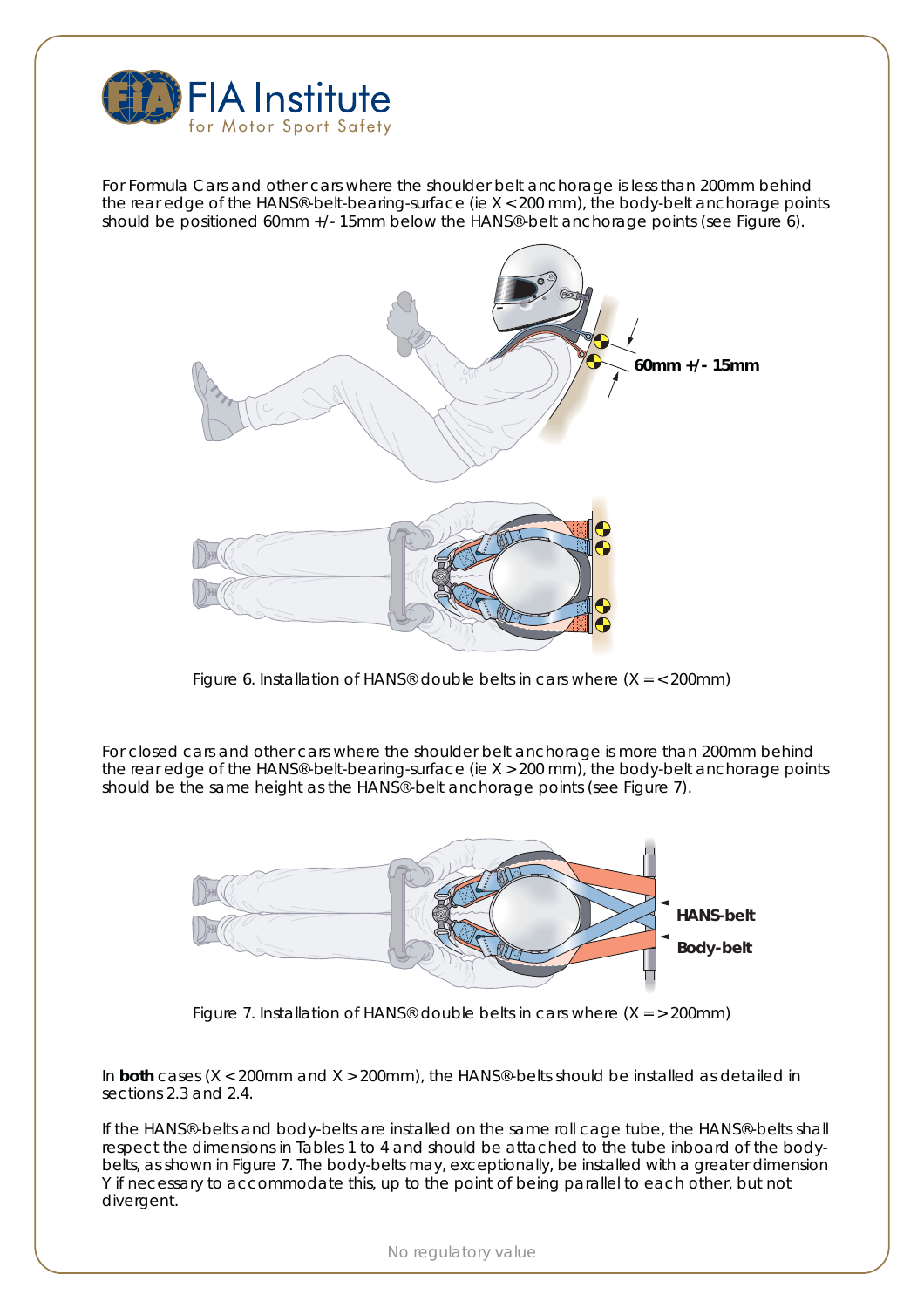For Formula Cars and other cars where the shoulder belt anchorage is less than 200mm behind the rear edge of the HANS®-belt-bearing-surface (ie X < 200 mm), the body-belt anchorage points should be positioned 60mm +/- 15mm below the HANS®-belt anchorage points (see Figure 6).

Figure 6. Installation of HANS® double belts in cars where (X = < 200mm)

For closed cars and other cars where the shoulder belt anchorage is more than 200mm behind the rear edge of the HANS®-belt-bearing-surface (ie X > 200 mm), the body-belt anchorage points should be the same height as the HANS®-belt anchorage points (see Figure 7).

Figure 7. Installation of HANS® double belts in cars where (X = > 200mm)

In **both** cases (X < 200mm and X > 200mm), the HANS®-belts should be installed as detailed in sections 2.3 and 2.4.

If the HANS®-belts and body-belts are installed on the same roll cage tube, the HANS®-belts shall respect the dimensions in Tables 1 to 4 and should be attached to the tube inboard of the body-belts, as shown in Figure 7. The body-belts may, exceptionally, be installed with a greater dimension Y if necessary to accommodate this, up to the point of being parallel to each other, but not divergent.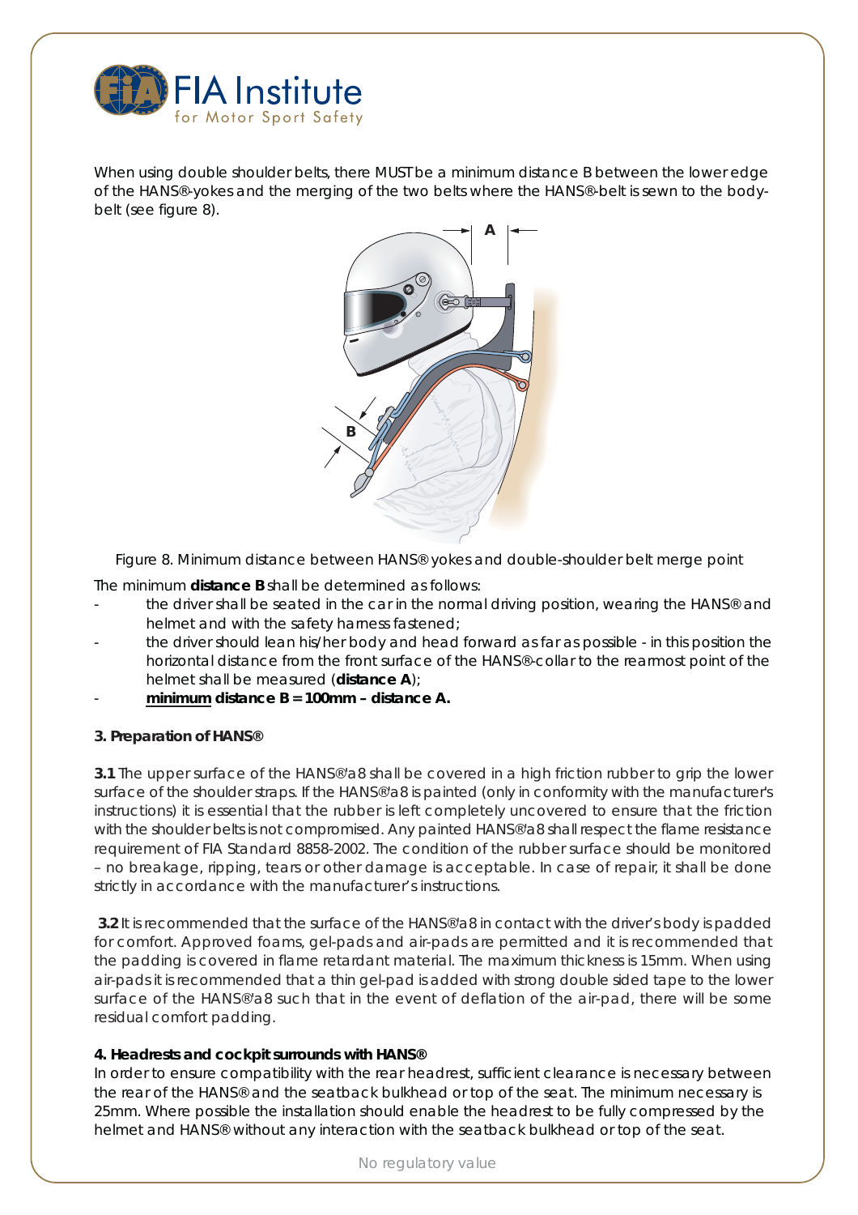When using double shoulder belts, there MUST be a minimum distance B between the lower edge of the HANS®-yokes and the merging of the two belts where the HANS®-belt is sewn to the body-belt (see figure 8).

Figure 8. Minimum distance between HANS® yokes and double-shoulder belt merge point

The minimum **distance B** shall be determined as follows:

- the driver shall be seated in the car in the normal driving position, wearing the HANS® and helmet and with the safety harness fastened;
- the driver should lean his/her body and head forward as far as possible - in this position the horizontal distance from the front surface of the HANS®-collar to the rearmost point of the helmet shall be measured (**distance A**);
- **minimum distance B = 100mm – distance A.**

**3. Preparation of HANS®**

**3.1** The upper surface of the HANS®a8 shall be covered in a high friction rubber to grip the lower surface of the shoulder straps. If the HANS®a8 is painted (only in conformity with the manufacturer's instructions) it is essential that the rubber is left completely uncovered to ensure that the friction with the shoulder belts is not compromised. Any painted HANS®a8 shall respect the flame resistance requirement of FIA Standard 8858-2002. The condition of the rubber surface should be monitored – no breakage, ripping, tears or other damage is acceptable. In case of repair, it shall be done strictly in accordance with the manufacturer's instructions.

**3.2** It is recommended that the surface of the HANS®a8 in contact with the driver's body is padded for comfort. Approved foams, gel-pads and air-pads are permitted and it is recommended that the padding is covered in flame retardant material. The maximum thickness is 15mm. When using air-pads it is recommended that a thin gel-pad is added with strong double sided tape to the lower surface of the HANS®a8 such that in the event of deflation of the air-pad, there will be some residual comfort padding.

**4. Headrests and cockpit surrounds with HANS®**

In order to ensure compatibility with the rear headrest, sufficient clearance is necessary between the rear of the HANS® and the seatback bulkhead or top of the seat. The minimum necessary is 25mm. Where possible the installation should enable the headrest to be fully compressed by the helmet and HANS® without any interaction with the seatback bulkhead or top of the seat.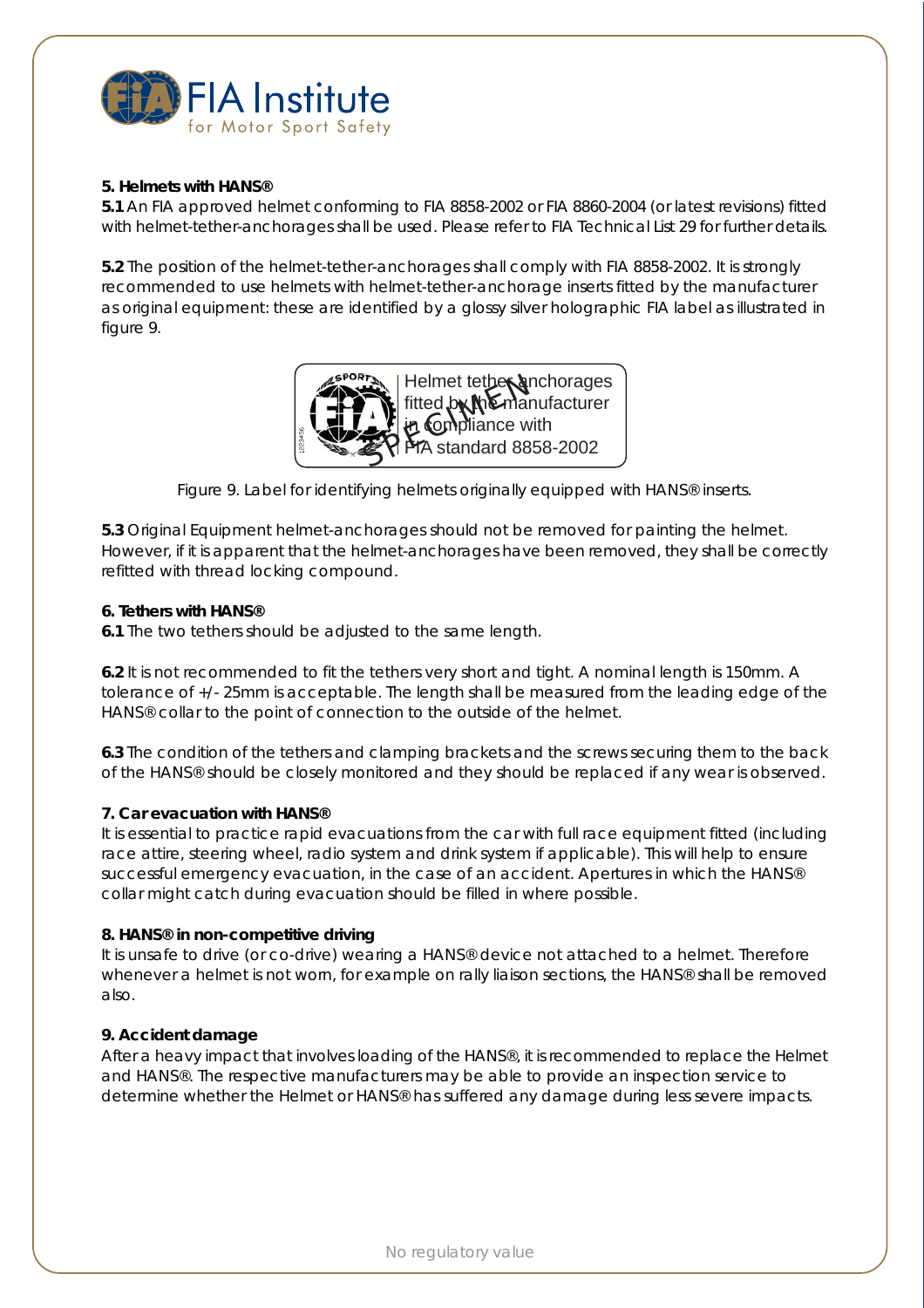**5. Helmets with HANS®**

**5.1** An FIA approved helmet conforming to FIA 8858-2002 or FIA 8860-2004 (or latest revisions) fitted with helmet-tether-anchorages shall be used. Please refer to FIA Technical List 29 for further details.

**5.2** The position of the helmet-tether-anchorages shall comply with FIA 8858-2002. It is strongly recommended to use helmets with helmet-tether-anchorage inserts fitted by the manufacturer as original equipment: these are identified by a glossy silver holographic FIA label as illustrated in figure 9.

Helmet tether anchorages fitted by the manufacturer in compliance with FIA standard 8858-2002

Figure 9. Label for identifying helmets originally equipped with HANS® inserts.

**5.3** Original Equipment helmet-anchorages should not be removed for painting the helmet. However, if it is apparent that the helmet-anchorages have been removed, they shall be correctly refitted with thread locking compound.

**6. Tethers with HANS®**

**6.1** The two tethers should be adjusted to the same length.

**6.2** It is not recommended to fit the tethers very short and tight. A nominal length is 150mm. A tolerance of +/- 25mm is acceptable. The length shall be measured from the leading edge of the HANS® collar to the point of connection to the outside of the helmet.

**6.3** The condition of the tethers and clamping brackets and the screws securing them to the back of the HANS® should be closely monitored and they should be replaced if any wear is observed.

**7. Car evacuation with HANS®**

It is essential to practice rapid evacuations from the car with full race equipment fitted (including race attire, steering wheel, radio system and drink system if applicable). This will help to ensure successful emergency evacuation, in the case of an accident. Apertures in which the HANS® collar might catch during evacuation should be filled in where possible.

**8. HANS® in non-competitive driving**

It is unsafe to drive (or co-drive) wearing a HANS® device not attached to a helmet. Therefore whenever a helmet is not worn, for example on rally liaison sections, the HANS® shall be removed also.

**9. Accident damage**

After a heavy impact that involves loading of the HANS®, it is recommended to replace the Helmet and HANS®. The respective manufacturers may be able to provide an inspection service to determine whether the Helmet or HANS® has suffered any damage during less severe impacts.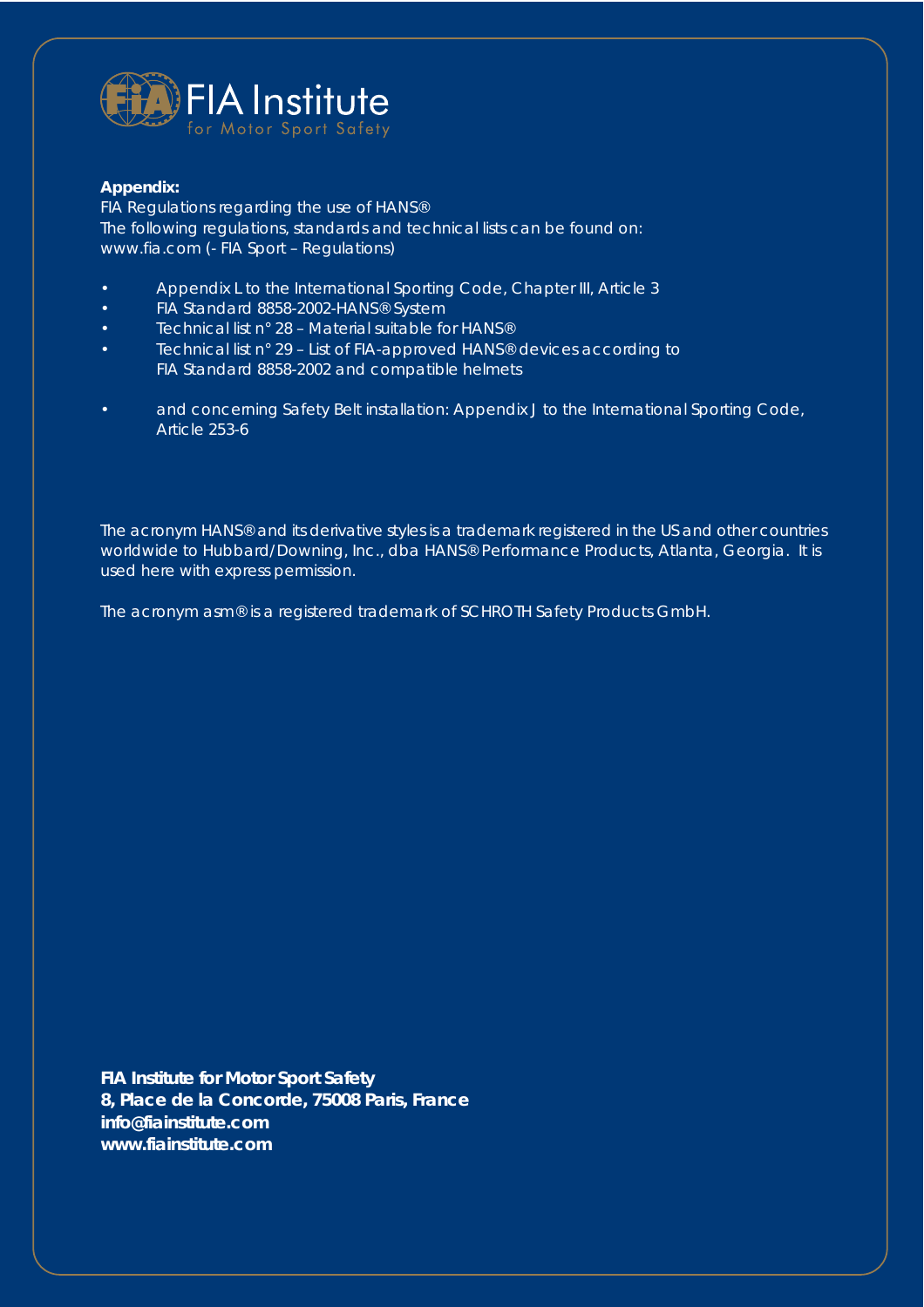FIA Institute
for Motor Sport Safety

**Appendix:**
FIA Regulations regarding the use of HANS®
The following regulations, standards and technical lists can be found on:
www.fia.com (- FIA Sport – Regulations)

- Appendix L to the International Sporting Code, Chapter III, Article 3
- FIA Standard 8858-2002-HANS® System
- Technical list n° 28 – Material suitable for HANS®
- Technical list n° 29 – List of FIA-approved HANS® devices according to FIA Standard 8858-2002 and compatible helmets

- and concerning Safety Belt installation: Appendix J to the International Sporting Code, Article 253-6

The acronym HANS® and its derivative styles is a trademark registered in the US and other countries worldwide to Hubbard/Downing, Inc., dba HANS® Performance Products, Atlanta, Georgia. It is used here with express permission.

The acronym asm® is a registered trademark of SCHROTH Safety Products GmbH.

**FIA Institute for Motor Sport Safety**
**8, Place de la Concorde, 75008 Paris, France**
**info@fiainstitute.com**
**www.fiainstitute.com**